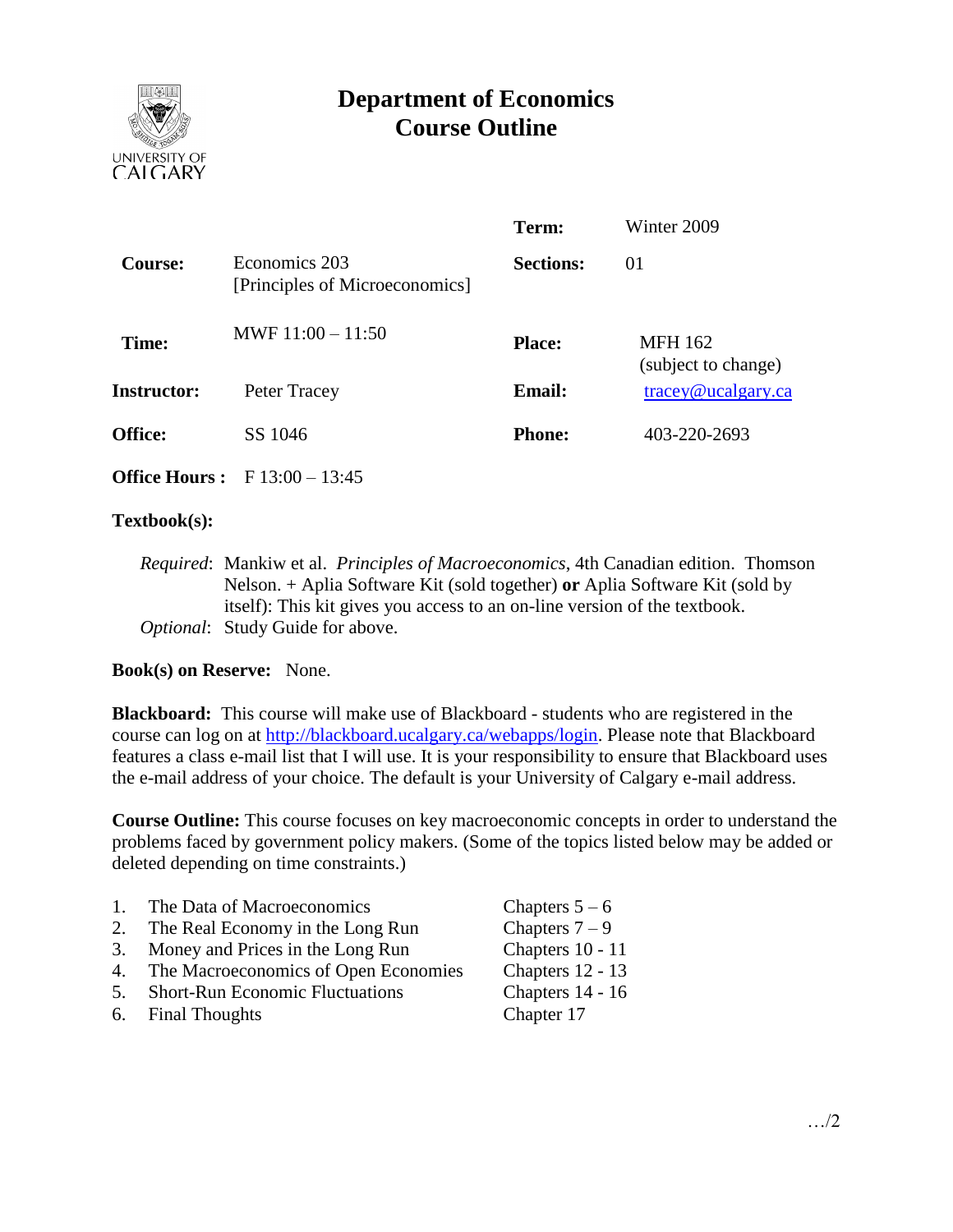UNIVERSITY OF CALGARY

# Department of Economics
# Course Outline

| | | | |
|---|---|---|---|
| | | **Term:** | Winter 2009 |
| **Course:** | Economics 203 [Principles of Microeconomics] | **Sections:** | 01 |
| **Time:** | MWF 11:00 – 11:50 | **Place:** | MFH 162 (subject to change) |
| **Instructor:** | Peter Tracey | **Email:** | tracey@ucalgary.ca |
| **Office:** | SS 1046 | **Phone:** | 403-220-2693 |
| **Office Hours :** | F 13:00 – 13:45 | | |

**Textbook(s):**

*Required*: Mankiw et al. *Principles of Macroeconomics*, 4th Canadian edition. Thomson Nelson. + Aplia Software Kit (sold together) **or** Aplia Software Kit (sold by itself): This kit gives you access to an on-line version of the textbook.
*Optional*: Study Guide for above.

**Book(s) on Reserve:** None.

**Blackboard:** This course will make use of Blackboard - students who are registered in the course can log on at http://blackboard.ucalgary.ca/webapps/login. Please note that Blackboard features a class e-mail list that I will use. It is your responsibility to ensure that Blackboard uses the e-mail address of your choice. The default is your University of Calgary e-mail address.

**Course Outline:** This course focuses on key macroeconomic concepts in order to understand the problems faced by government policy makers. (Some of the topics listed below may be added or deleted depending on time constraints.)

| | | |
|---|---|---|
| 1. | The Data of Macroeconomics | Chapters 5 – 6 |
| 2. | The Real Economy in the Long Run | Chapters 7 – 9 |
| 3. | Money and Prices in the Long Run | Chapters 10 - 11 |
| 4. | The Macroeconomics of Open Economies | Chapters 12 - 13 |
| 5. | Short-Run Economic Fluctuations | Chapters 14 - 16 |
| 6. | Final Thoughts | Chapter 17 |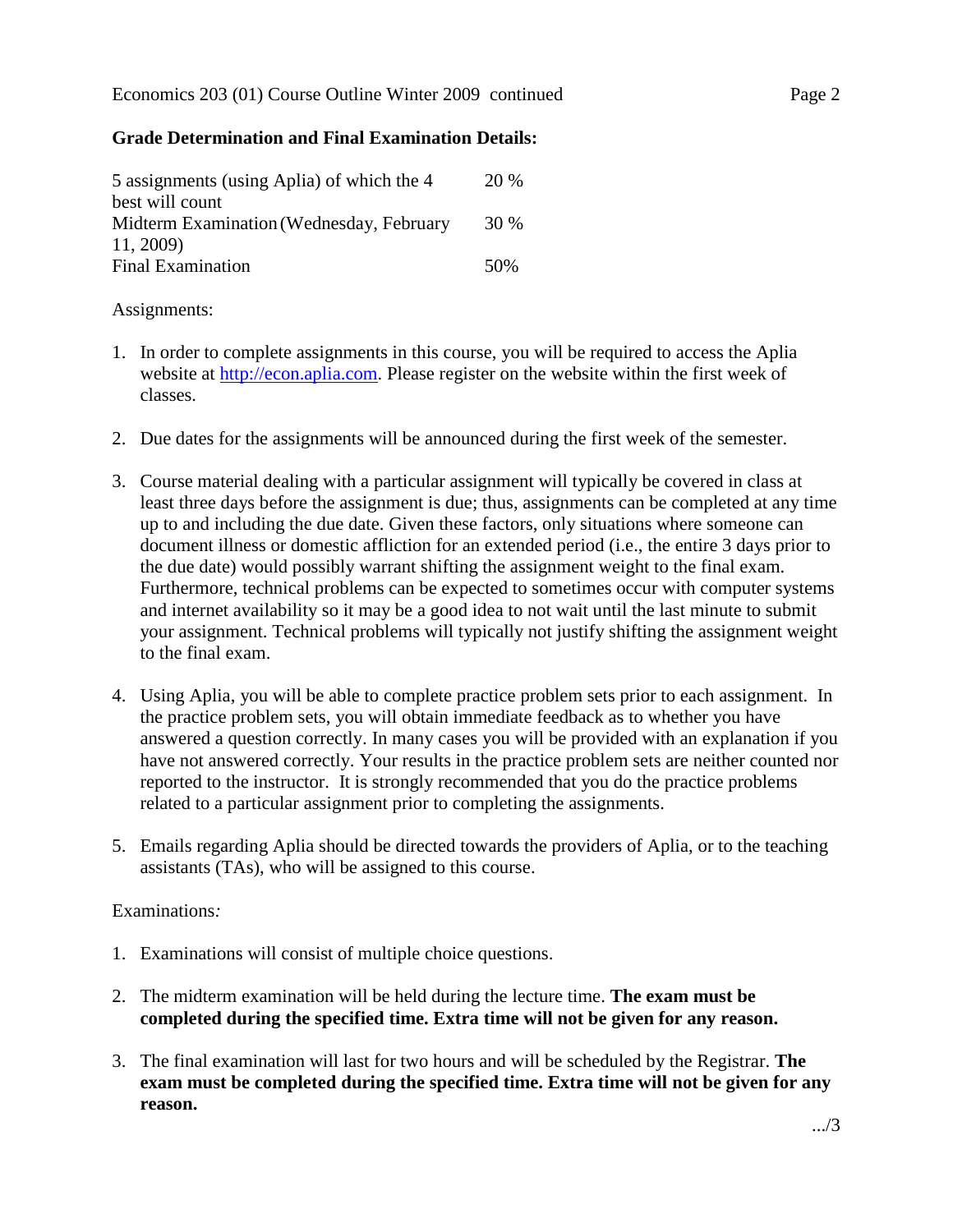## Grade Determination and Final Examination Details:

| | |
|---|---|
| 5 assignments (using Aplia) of which the 4 best will count | 20 % |
| Midterm Examination (Wednesday, February 11, 2009) | 30 % |
| Final Examination | 50% |

Assignments:

1. In order to complete assignments in this course, you will be required to access the Aplia website at http://econ.aplia.com. Please register on the website within the first week of classes.

2. Due dates for the assignments will be announced during the first week of the semester.

3. Course material dealing with a particular assignment will typically be covered in class at least three days before the assignment is due; thus, assignments can be completed at any time up to and including the due date. Given these factors, only situations where someone can document illness or domestic affliction for an extended period (i.e., the entire 3 days prior to the due date) would possibly warrant shifting the assignment weight to the final exam. Furthermore, technical problems can be expected to sometimes occur with computer systems and internet availability so it may be a good idea to not wait until the last minute to submit your assignment. Technical problems will typically not justify shifting the assignment weight to the final exam.

4. Using Aplia, you will be able to complete practice problem sets prior to each assignment. In the practice problem sets, you will obtain immediate feedback as to whether you have answered a question correctly. In many cases you will be provided with an explanation if you have not answered correctly. Your results in the practice problem sets are neither counted nor reported to the instructor. It is strongly recommended that you do the practice problems related to a particular assignment prior to completing the assignments.

5. Emails regarding Aplia should be directed towards the providers of Aplia, or to the teaching assistants (TAs), who will be assigned to this course.

Examinations*:*

1. Examinations will consist of multiple choice questions.

2. The midterm examination will be held during the lecture time. **The exam must be completed during the specified time. Extra time will not be given for any reason.**

3. The final examination will last for two hours and will be scheduled by the Registrar. **The exam must be completed during the specified time. Extra time will not be given for any reason.**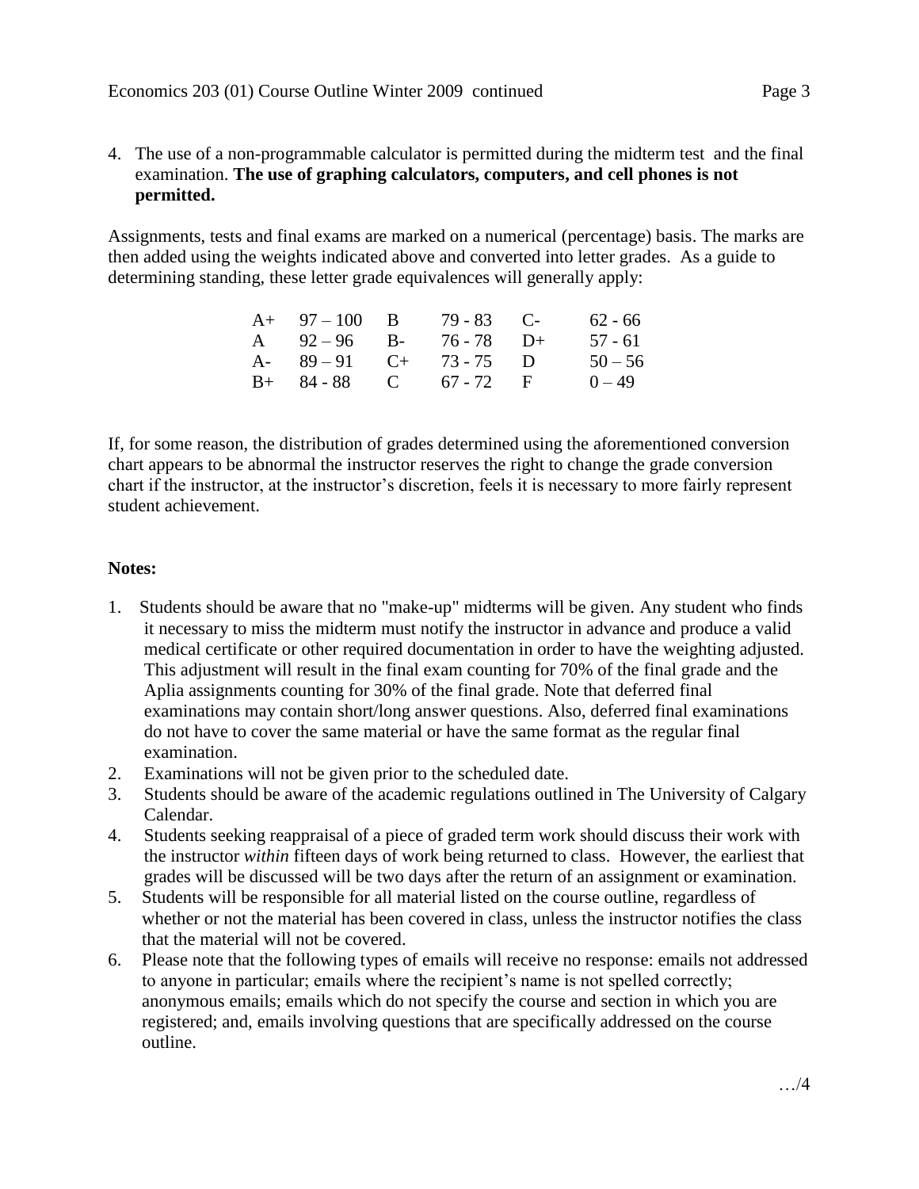4. The use of a non-programmable calculator is permitted during the midterm test and the final examination. **The use of graphing calculators, computers, and cell phones is not permitted.**

Assignments, tests and final exams are marked on a numerical (percentage) basis. The marks are then added using the weights indicated above and converted into letter grades. As a guide to determining standing, these letter grade equivalences will generally apply:

| | | | | | |
|---|---|---|---|---|---|
| A+ | 97 – 100 | B | 79 - 83 | C- | 62 - 66 |
| A | 92 – 96 | B- | 76 - 78 | D+ | 57 - 61 |
| A- | 89 – 91 | C+ | 73 - 75 | D | 50 – 56 |
| B+ | 84 - 88 | C | 67 - 72 | F | 0 – 49 |

If, for some reason, the distribution of grades determined using the aforementioned conversion chart appears to be abnormal the instructor reserves the right to change the grade conversion chart if the instructor, at the instructor's discretion, feels it is necessary to more fairly represent student achievement.

**Notes:**

1. Students should be aware that no "make-up" midterms will be given. Any student who finds it necessary to miss the midterm must notify the instructor in advance and produce a valid medical certificate or other required documentation in order to have the weighting adjusted. This adjustment will result in the final exam counting for 70% of the final grade and the Aplia assignments counting for 30% of the final grade. Note that deferred final examinations may contain short/long answer questions. Also, deferred final examinations do not have to cover the same material or have the same format as the regular final examination.
2. Examinations will not be given prior to the scheduled date.
3. Students should be aware of the academic regulations outlined in The University of Calgary Calendar.
4. Students seeking reappraisal of a piece of graded term work should discuss their work with the instructor *within* fifteen days of work being returned to class. However, the earliest that grades will be discussed will be two days after the return of an assignment or examination.
5. Students will be responsible for all material listed on the course outline, regardless of whether or not the material has been covered in class, unless the instructor notifies the class that the material will not be covered.
6. Please note that the following types of emails will receive no response: emails not addressed to anyone in particular; emails where the recipient's name is not spelled correctly; anonymous emails; emails which do not specify the course and section in which you are registered; and, emails involving questions that are specifically addressed on the course outline.

…/4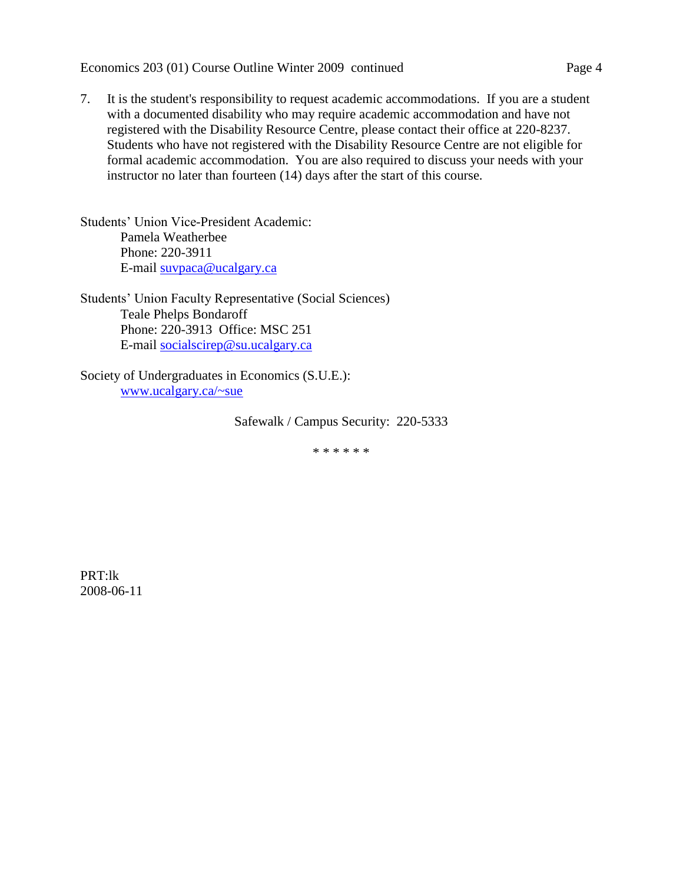7. It is the student's responsibility to request academic accommodations. If you are a student with a documented disability who may require academic accommodation and have not registered with the Disability Resource Centre, please contact their office at 220-8237. Students who have not registered with the Disability Resource Centre are not eligible for formal academic accommodation. You are also required to discuss your needs with your instructor no later than fourteen (14) days after the start of this course.

Students' Union Vice-President Academic:
Pamela Weatherbee
Phone: 220-3911
E-mail suvpaca@ucalgary.ca

Students' Union Faculty Representative (Social Sciences)
Teale Phelps Bondaroff
Phone: 220-3913 Office: MSC 251
E-mail socialscirep@su.ucalgary.ca

Society of Undergraduates in Economics (S.U.E.):
www.ucalgary.ca/~sue

Safewalk / Campus Security: 220-5333

* * * * * *

PRT:lk
2008-06-11